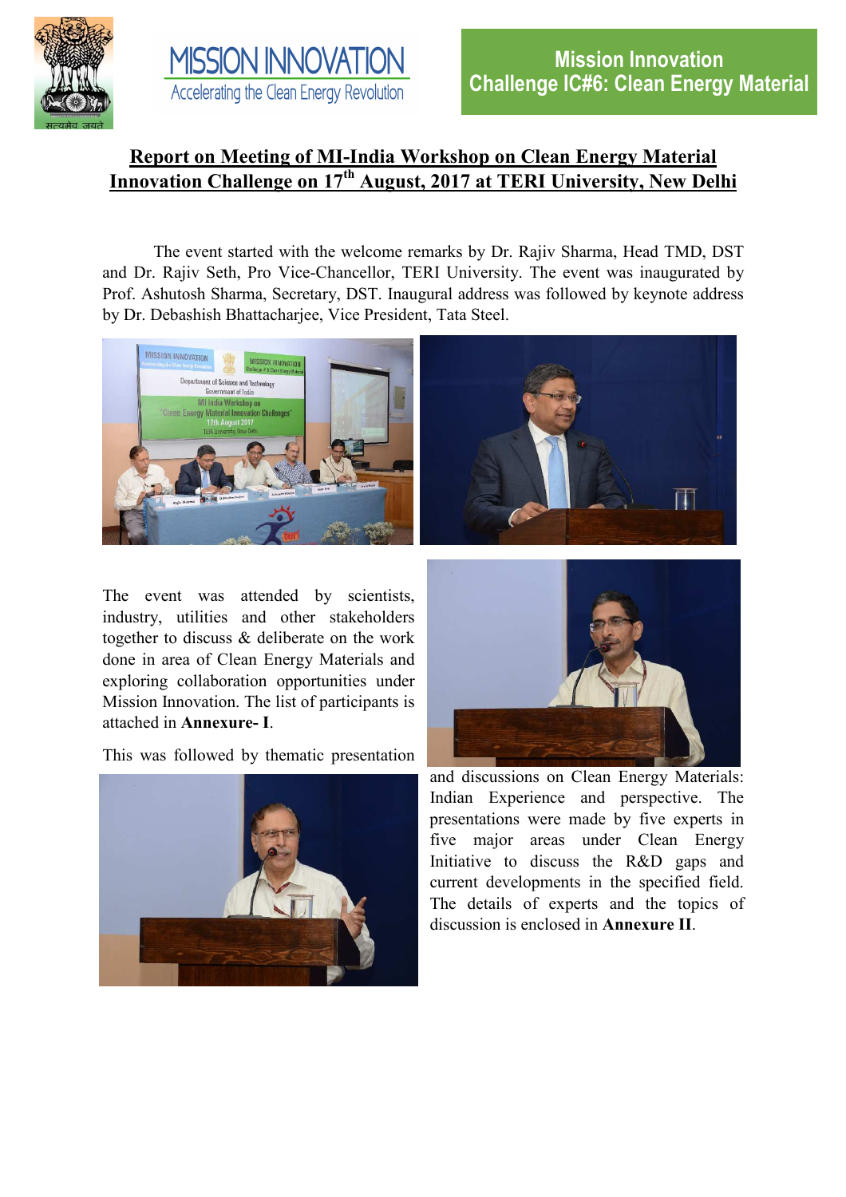Mission Innovation
Challenge IC#6: Clean Energy Material

# Report on Meeting of MI-India Workshop on Clean Energy Material Innovation Challenge on 17th August, 2017 at TERI University, New Delhi

The event started with the welcome remarks by Dr. Rajiv Sharma, Head TMD, DST and Dr. Rajiv Seth, Pro Vice-Chancellor, TERI University. The event was inaugurated by Prof. Ashutosh Sharma, Secretary, DST. Inaugural address was followed by keynote address by Dr. Debashish Bhattacharjee, Vice President, Tata Steel.

The event was attended by scientists, industry, utilities and other stakeholders together to discuss & deliberate on the work done in area of Clean Energy Materials and exploring collaboration opportunities under Mission Innovation. The list of participants is attached in **Annexure- I**.

This was followed by thematic presentation and discussions on Clean Energy Materials: Indian Experience and perspective. The presentations were made by five experts in five major areas under Clean Energy Initiative to discuss the R&D gaps and current developments in the specified field. The details of experts and the topics of discussion is enclosed in **Annexure II**.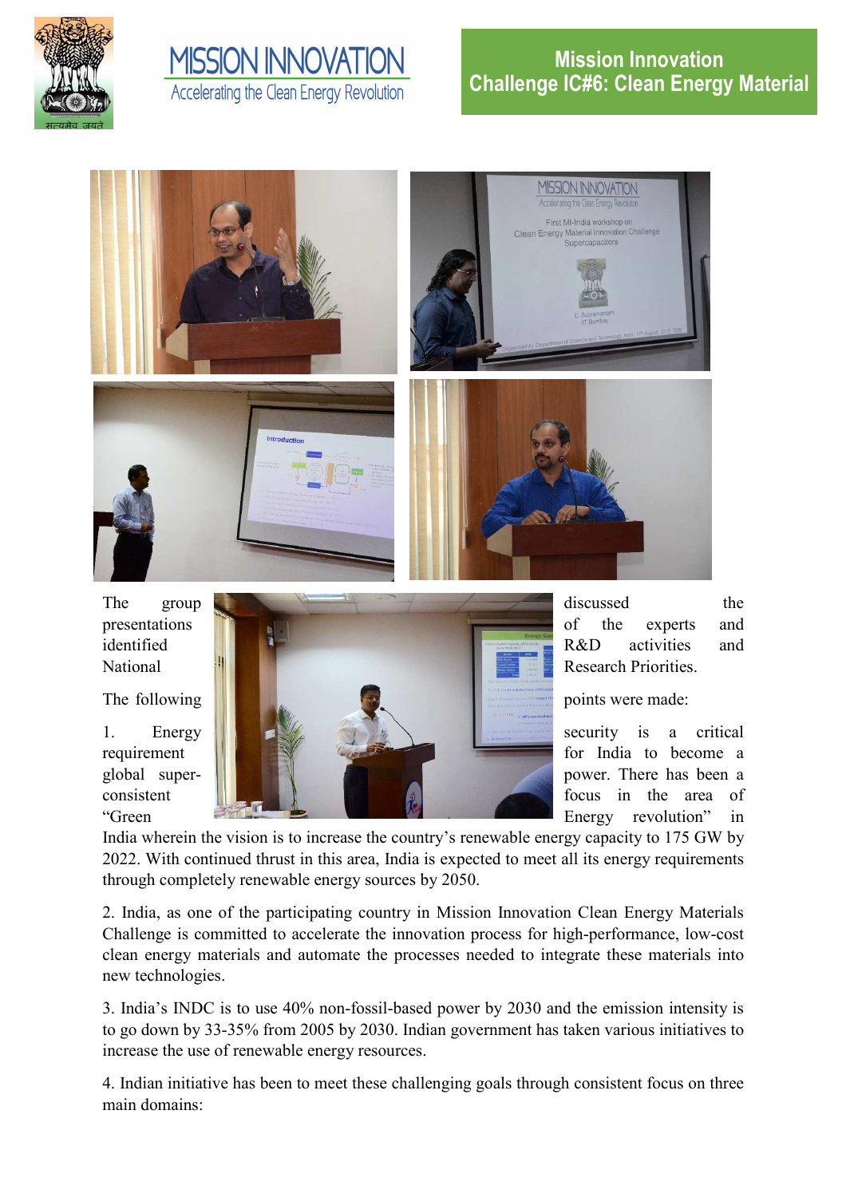**Mission Innovation Challenge IC#6: Clean Energy Material**

The group presentations identified National discussed the of the experts and R&D activities and Research Priorities.

The following points were made:

1. Energy security is a critical requirement for India to become a global super-power. There has been a consistent focus in the area of "Green Energy revolution" in India wherein the vision is to increase the country's renewable energy capacity to 175 GW by 2022. With continued thrust in this area, India is expected to meet all its energy requirements through completely renewable energy sources by 2050.

2. India, as one of the participating country in Mission Innovation Clean Energy Materials Challenge is committed to accelerate the innovation process for high-performance, low-cost clean energy materials and automate the processes needed to integrate these materials into new technologies.

3. India's INDC is to use 40% non-fossil-based power by 2030 and the emission intensity is to go down by 33-35% from 2005 by 2030. Indian government has taken various initiatives to increase the use of renewable energy resources.

4. Indian initiative has been to meet these challenging goals through consistent focus on three main domains: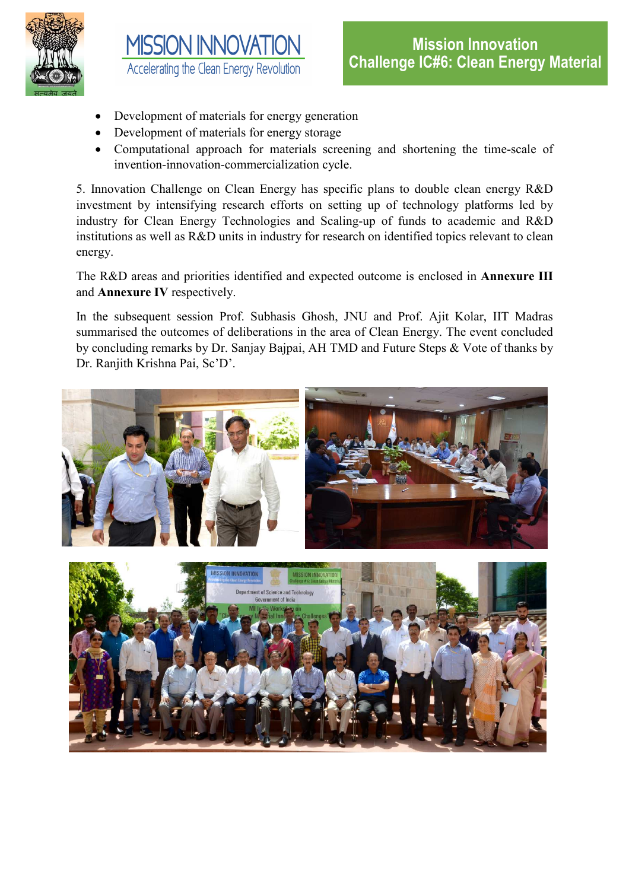- Development of materials for energy generation
- Development of materials for energy storage
- Computational approach for materials screening and shortening the time-scale of invention-innovation-commercialization cycle.

5. Innovation Challenge on Clean Energy has specific plans to double clean energy R&D investment by intensifying research efforts on setting up of technology platforms led by industry for Clean Energy Technologies and Scaling-up of funds to academic and R&D institutions as well as R&D units in industry for research on identified topics relevant to clean energy.

The R&D areas and priorities identified and expected outcome is enclosed in **Annexure III** and **Annexure IV** respectively.

In the subsequent session Prof. Subhasis Ghosh, JNU and Prof. Ajit Kolar, IIT Madras summarised the outcomes of deliberations in the area of Clean Energy. The event concluded by concluding remarks by Dr. Sanjay Bajpai, AH TMD and Future Steps & Vote of thanks by Dr. Ranjith Krishna Pai, Sc'D'.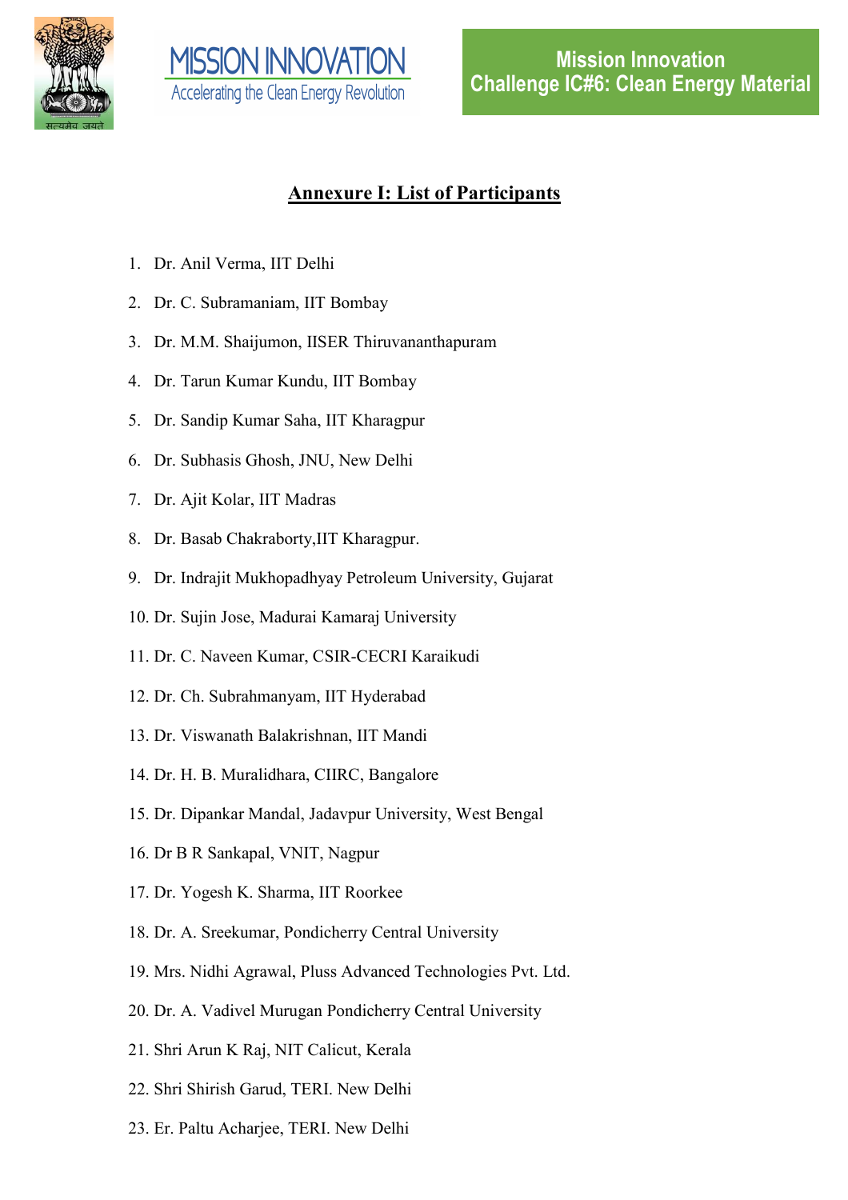# Annexure I: List of Participants

1. Dr. Anil Verma, IIT Delhi
2. Dr. C. Subramaniam, IIT Bombay
3. Dr. M.M. Shaijumon, IISER Thiruvananthapuram
4. Dr. Tarun Kumar Kundu, IIT Bombay
5. Dr. Sandip Kumar Saha, IIT Kharagpur
6. Dr. Subhasis Ghosh, JNU, New Delhi
7. Dr. Ajit Kolar, IIT Madras
8. Dr. Basab Chakraborty,IIT Kharagpur.
9. Dr. Indrajit Mukhopadhyay Petroleum University, Gujarat
10. Dr. Sujin Jose, Madurai Kamaraj University
11. Dr. C. Naveen Kumar, CSIR-CECRI Karaikudi
12. Dr. Ch. Subrahmanyam, IIT Hyderabad
13. Dr. Viswanath Balakrishnan, IIT Mandi
14. Dr. H. B. Muralidhara, CIIRC, Bangalore
15. Dr. Dipankar Mandal, Jadavpur University, West Bengal
16. Dr B R Sankapal, VNIT, Nagpur
17. Dr. Yogesh K. Sharma, IIT Roorkee
18. Dr. A. Sreekumar, Pondicherry Central University
19. Mrs. Nidhi Agrawal, Pluss Advanced Technologies Pvt. Ltd.
20. Dr. A. Vadivel Murugan Pondicherry Central University
21. Shri Arun K Raj, NIT Calicut, Kerala
22. Shri Shirish Garud, TERI. New Delhi
23. Er. Paltu Acharjee, TERI. New Delhi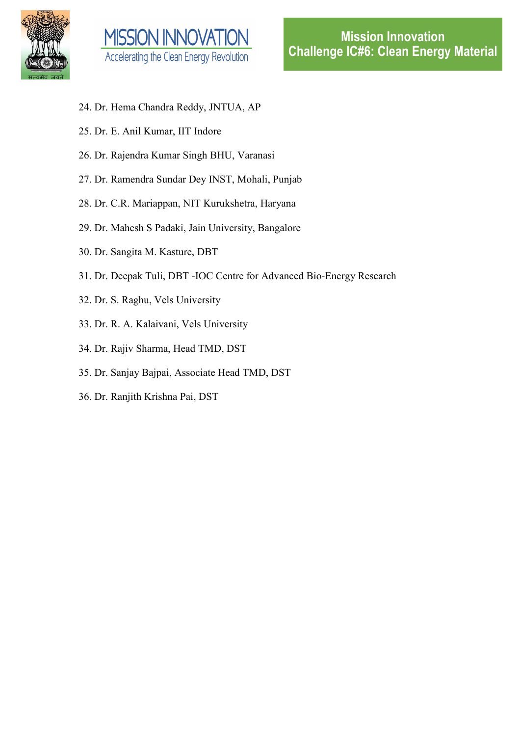24. Dr. Hema Chandra Reddy, JNTUA, AP
25. Dr. E. Anil Kumar, IIT Indore
26. Dr. Rajendra Kumar Singh BHU, Varanasi
27. Dr. Ramendra Sundar Dey INST, Mohali, Punjab
28. Dr. C.R. Mariappan, NIT Kurukshetra, Haryana
29. Dr. Mahesh S Padaki, Jain University, Bangalore
30. Dr. Sangita M. Kasture, DBT
31. Dr. Deepak Tuli, DBT -IOC Centre for Advanced Bio-Energy Research
32. Dr. S. Raghu, Vels University
33. Dr. R. A. Kalaivani, Vels University
34. Dr. Rajiv Sharma, Head TMD, DST
35. Dr. Sanjay Bajpai, Associate Head TMD, DST
36. Dr. Ranjith Krishna Pai, DST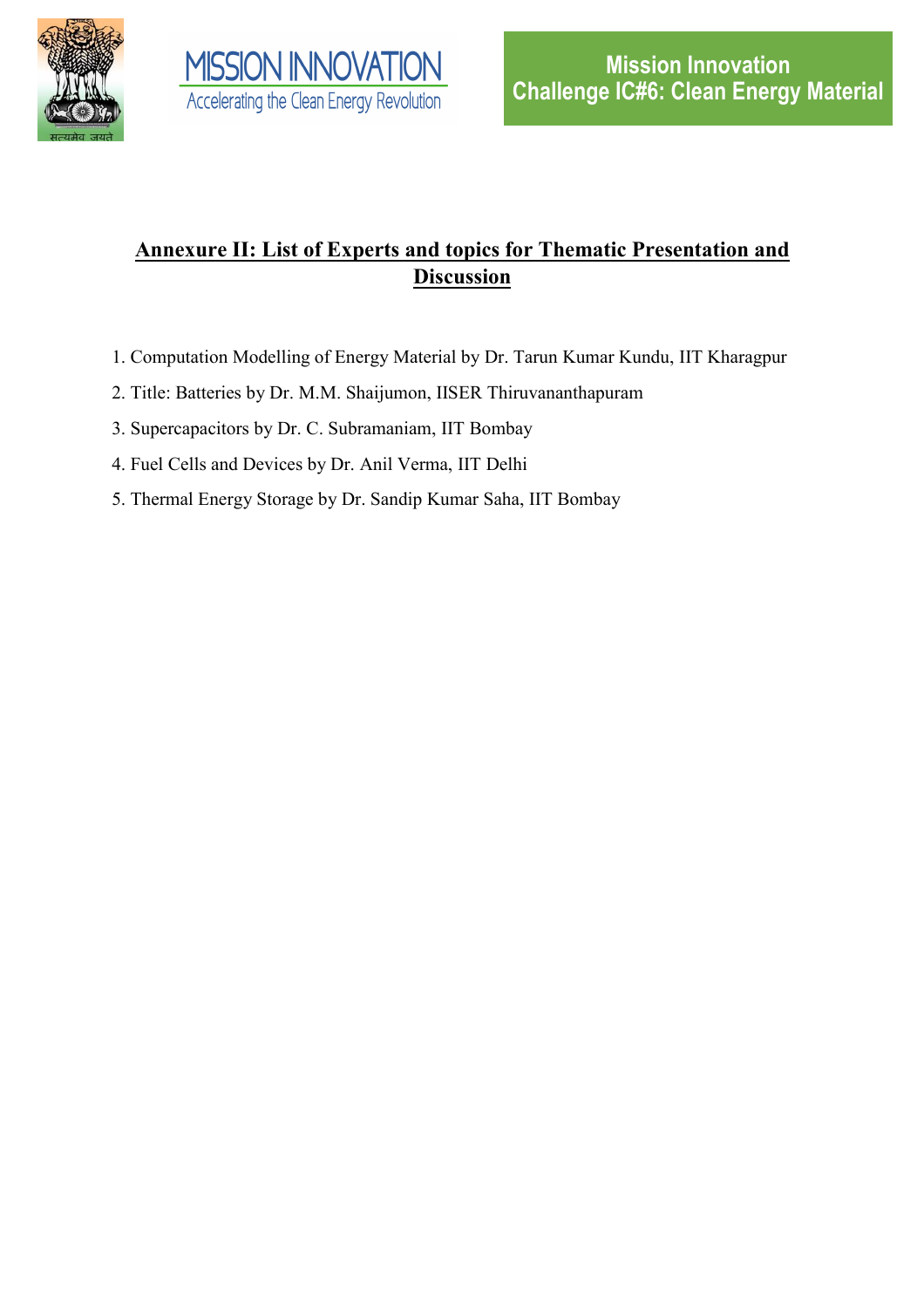## Annexure II: List of Experts and topics for Thematic Presentation and Discussion

1. Computation Modelling of Energy Material by Dr. Tarun Kumar Kundu, IIT Kharagpur
2. Title: Batteries by Dr. M.M. Shaijumon, IISER Thiruvananthapuram
3. Supercapacitors by Dr. C. Subramaniam, IIT Bombay
4. Fuel Cells and Devices by Dr. Anil Verma, IIT Delhi
5. Thermal Energy Storage by Dr. Sandip Kumar Saha, IIT Bombay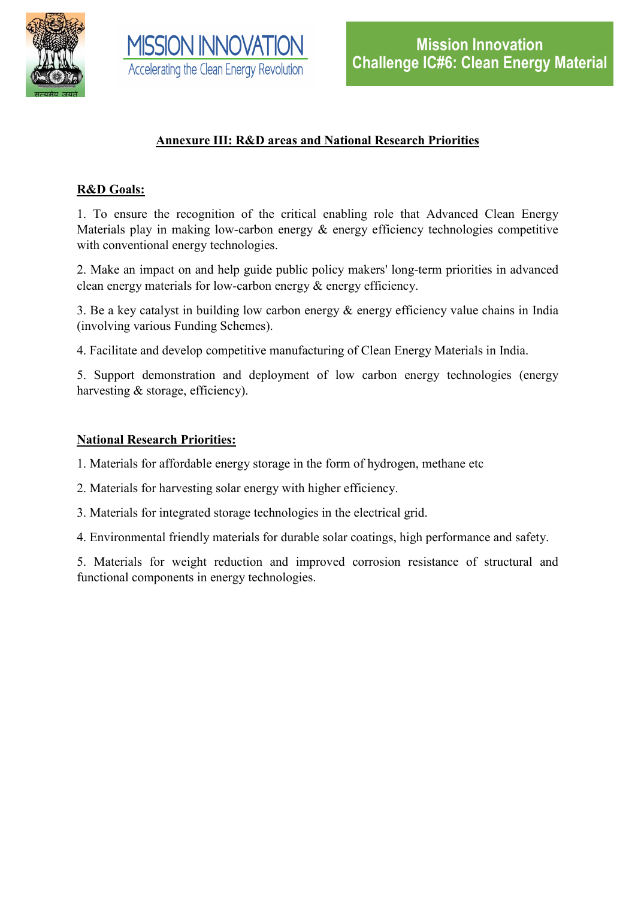## Annexure III: R&D areas and National Research Priorities

**R&D Goals:**

1. To ensure the recognition of the critical enabling role that Advanced Clean Energy Materials play in making low-carbon energy & energy efficiency technologies competitive with conventional energy technologies.

2. Make an impact on and help guide public policy makers' long-term priorities in advanced clean energy materials for low-carbon energy & energy efficiency.

3. Be a key catalyst in building low carbon energy & energy efficiency value chains in India (involving various Funding Schemes).

4. Facilitate and develop competitive manufacturing of Clean Energy Materials in India.

5. Support demonstration and deployment of low carbon energy technologies (energy harvesting & storage, efficiency).

**National Research Priorities:**

1. Materials for affordable energy storage in the form of hydrogen, methane etc

2. Materials for harvesting solar energy with higher efficiency.

3. Materials for integrated storage technologies in the electrical grid.

4. Environmental friendly materials for durable solar coatings, high performance and safety.

5. Materials for weight reduction and improved corrosion resistance of structural and functional components in energy technologies.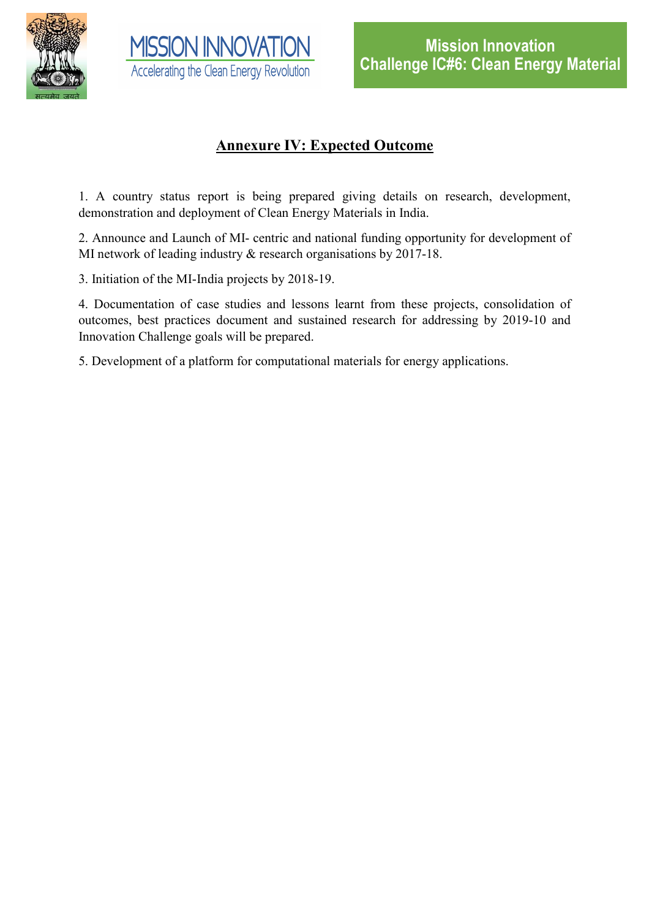# Annexure IV: Expected Outcome

1. A country status report is being prepared giving details on research, development, demonstration and deployment of Clean Energy Materials in India.

2. Announce and Launch of MI- centric and national funding opportunity for development of MI network of leading industry & research organisations by 2017-18.

3. Initiation of the MI-India projects by 2018-19.

4. Documentation of case studies and lessons learnt from these projects, consolidation of outcomes, best practices document and sustained research for addressing by 2019-10 and Innovation Challenge goals will be prepared.

5. Development of a platform for computational materials for energy applications.